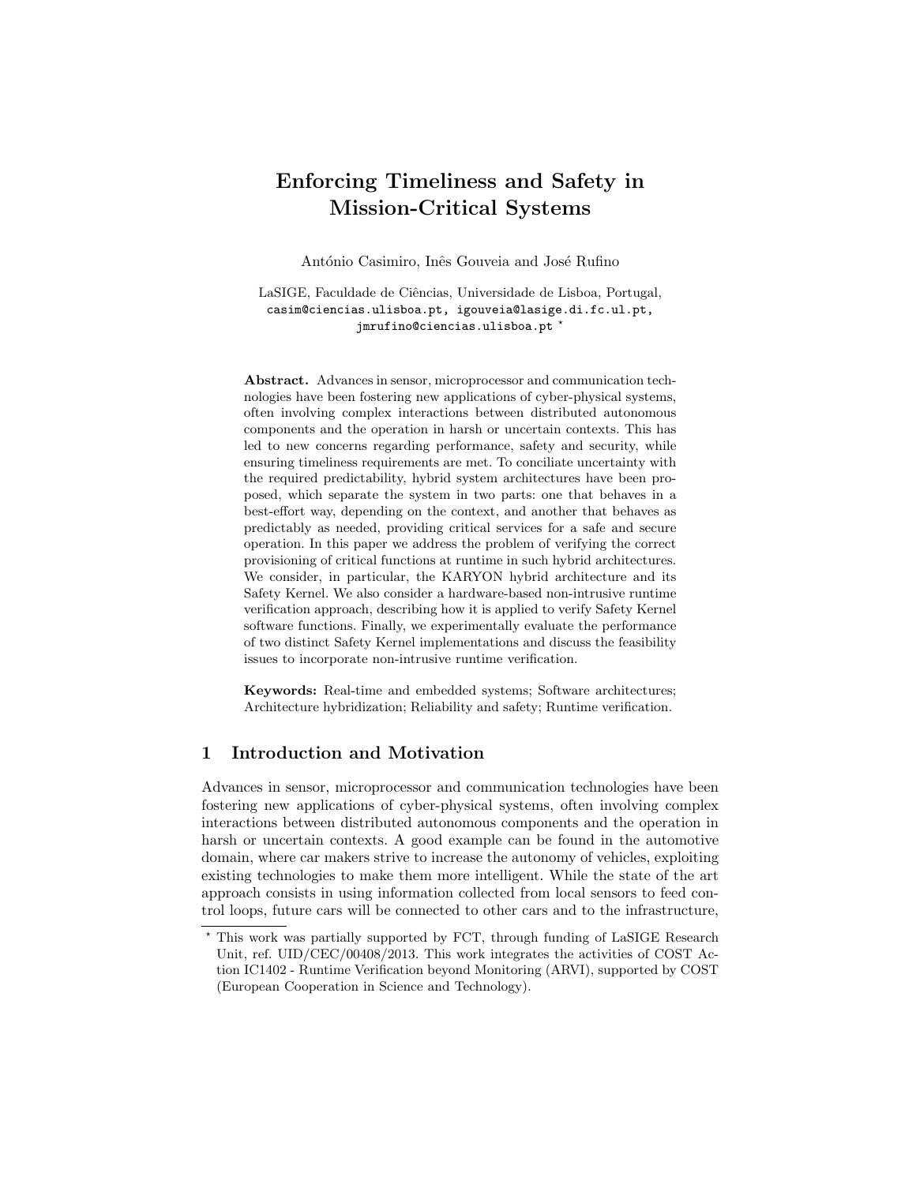# Enforcing Timeliness and Safety in Mission-Critical Systems

António Casimiro, Inês Gouveia and José Rufino

LaSIGE, Faculdade de Ciências, Universidade de Lisboa, Portugal,
casim@ciencias.ulisboa.pt, igouveia@lasige.di.fc.ul.pt,
jmrufino@ciencias.ulisboa.pt *

**Abstract.** Advances in sensor, microprocessor and communication technologies have been fostering new applications of cyber-physical systems, often involving complex interactions between distributed autonomous components and the operation in harsh or uncertain contexts. This has led to new concerns regarding performance, safety and security, while ensuring timeliness requirements are met. To conciliate uncertainty with the required predictability, hybrid system architectures have been proposed, which separate the system in two parts: one that behaves in a best-effort way, depending on the context, and another that behaves as predictably as needed, providing critical services for a safe and secure operation. In this paper we address the problem of verifying the correct provisioning of critical functions at runtime in such hybrid architectures. We consider, in particular, the KARYON hybrid architecture and its Safety Kernel. We also consider a hardware-based non-intrusive runtime verification approach, describing how it is applied to verify Safety Kernel software functions. Finally, we experimentally evaluate the performance of two distinct Safety Kernel implementations and discuss the feasibility issues to incorporate non-intrusive runtime verification.

**Keywords:** Real-time and embedded systems; Software architectures; Architecture hybridization; Reliability and safety; Runtime verification.

## 1 Introduction and Motivation

Advances in sensor, microprocessor and communication technologies have been fostering new applications of cyber-physical systems, often involving complex interactions between distributed autonomous components and the operation in harsh or uncertain contexts. A good example can be found in the automotive domain, where car makers strive to increase the autonomy of vehicles, exploiting existing technologies to make them more intelligent. While the state of the art approach consists in using information collected from local sensors to feed control loops, future cars will be connected to other cars and to the infrastructure,

---

* This work was partially supported by FCT, through funding of LaSIGE Research Unit, ref. UID/CEC/00408/2013. This work integrates the activities of COST Action IC1402 - Runtime Verification beyond Monitoring (ARVI), supported by COST (European Cooperation in Science and Technology).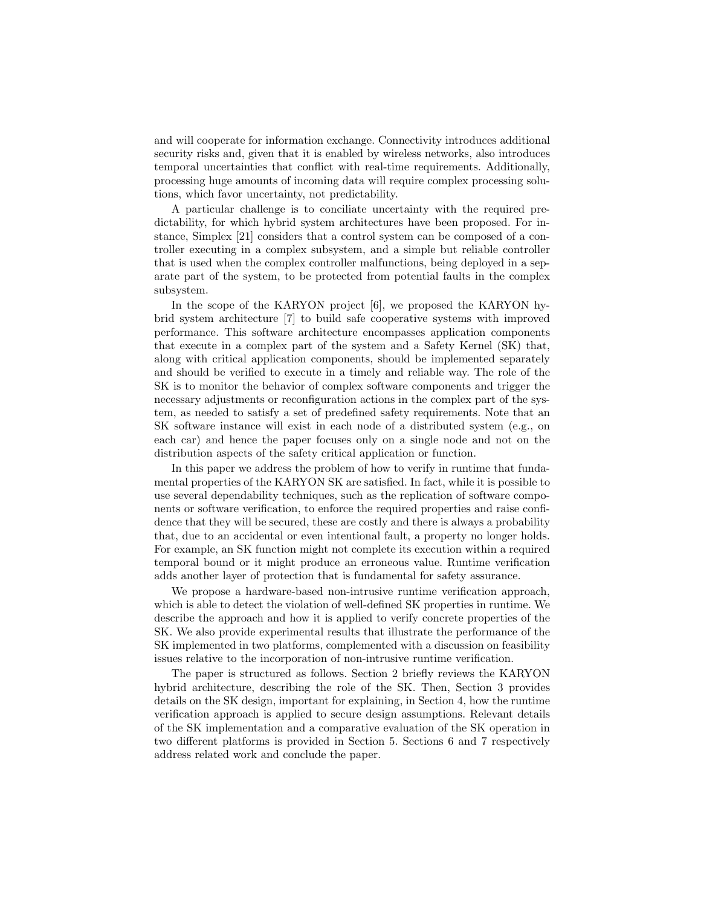and will cooperate for information exchange. Connectivity introduces additional security risks and, given that it is enabled by wireless networks, also introduces temporal uncertainties that conflict with real-time requirements. Additionally, processing huge amounts of incoming data will require complex processing solutions, which favor uncertainty, not predictability.

A particular challenge is to conciliate uncertainty with the required predictability, for which hybrid system architectures have been proposed. For instance, Simplex [21] considers that a control system can be composed of a controller executing in a complex subsystem, and a simple but reliable controller that is used when the complex controller malfunctions, being deployed in a separate part of the system, to be protected from potential faults in the complex subsystem.

In the scope of the KARYON project [6], we proposed the KARYON hybrid system architecture [7] to build safe cooperative systems with improved performance. This software architecture encompasses application components that execute in a complex part of the system and a Safety Kernel (SK) that, along with critical application components, should be implemented separately and should be verified to execute in a timely and reliable way. The role of the SK is to monitor the behavior of complex software components and trigger the necessary adjustments or reconfiguration actions in the complex part of the system, as needed to satisfy a set of predefined safety requirements. Note that an SK software instance will exist in each node of a distributed system (e.g., on each car) and hence the paper focuses only on a single node and not on the distribution aspects of the safety critical application or function.

In this paper we address the problem of how to verify in runtime that fundamental properties of the KARYON SK are satisfied. In fact, while it is possible to use several dependability techniques, such as the replication of software components or software verification, to enforce the required properties and raise confidence that they will be secured, these are costly and there is always a probability that, due to an accidental or even intentional fault, a property no longer holds. For example, an SK function might not complete its execution within a required temporal bound or it might produce an erroneous value. Runtime verification adds another layer of protection that is fundamental for safety assurance.

We propose a hardware-based non-intrusive runtime verification approach, which is able to detect the violation of well-defined SK properties in runtime. We describe the approach and how it is applied to verify concrete properties of the SK. We also provide experimental results that illustrate the performance of the SK implemented in two platforms, complemented with a discussion on feasibility issues relative to the incorporation of non-intrusive runtime verification.

The paper is structured as follows. Section 2 briefly reviews the KARYON hybrid architecture, describing the role of the SK. Then, Section 3 provides details on the SK design, important for explaining, in Section 4, how the runtime verification approach is applied to secure design assumptions. Relevant details of the SK implementation and a comparative evaluation of the SK operation in two different platforms is provided in Section 5. Sections 6 and 7 respectively address related work and conclude the paper.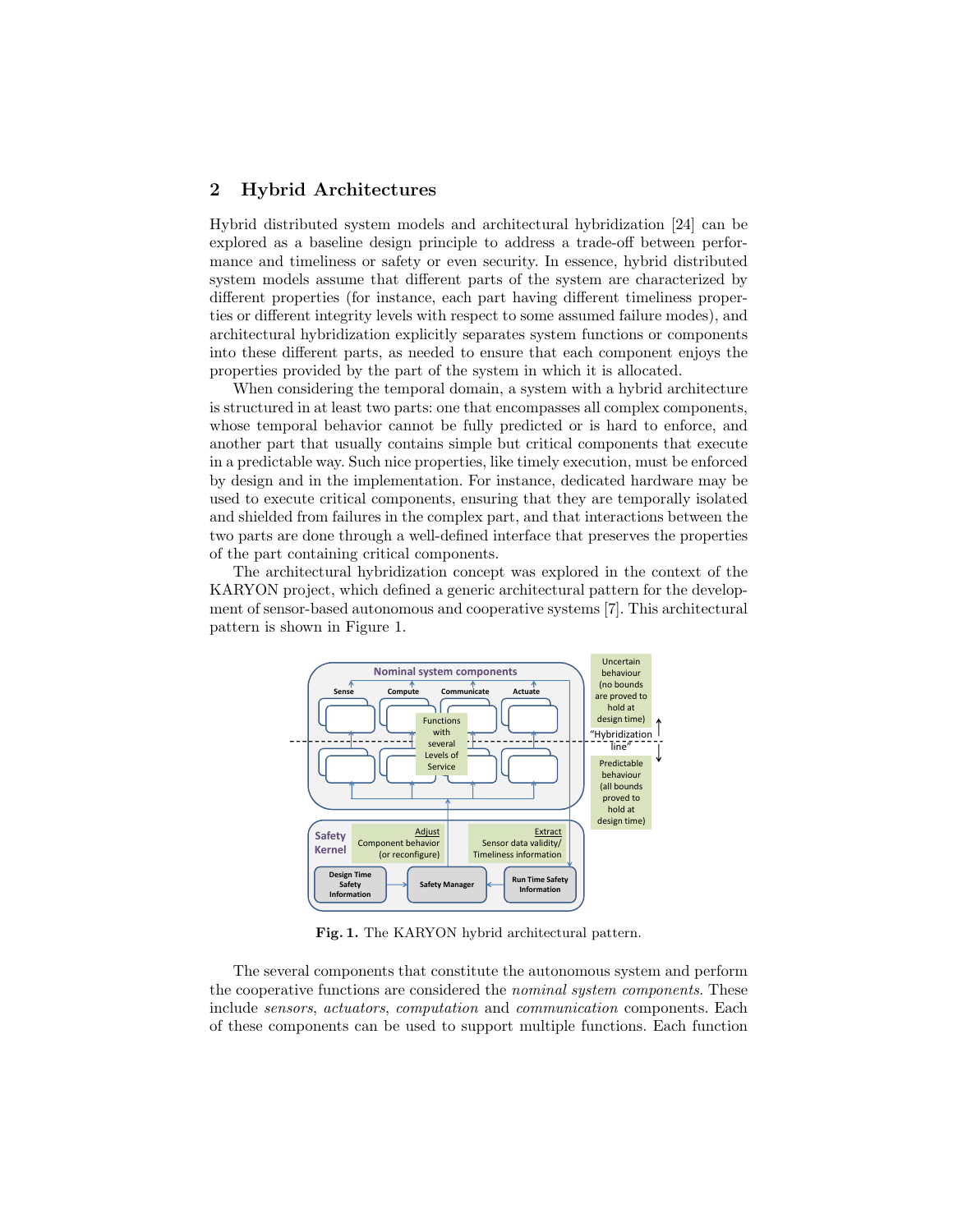## 2 Hybrid Architectures

Hybrid distributed system models and architectural hybridization [24] can be explored as a baseline design principle to address a trade-off between performance and timeliness or safety or even security. In essence, hybrid distributed system models assume that different parts of the system are characterized by different properties (for instance, each part having different timeliness properties or different integrity levels with respect to some assumed failure modes), and architectural hybridization explicitly separates system functions or components into these different parts, as needed to ensure that each component enjoys the properties provided by the part of the system in which it is allocated.

When considering the temporal domain, a system with a hybrid architecture is structured in at least two parts: one that encompasses all complex components, whose temporal behavior cannot be fully predicted or is hard to enforce, and another part that usually contains simple but critical components that execute in a predictable way. Such nice properties, like timely execution, must be enforced by design and in the implementation. For instance, dedicated hardware may be used to execute critical components, ensuring that they are temporally isolated and shielded from failures in the complex part, and that interactions between the two parts are done through a well-defined interface that preserves the properties of the part containing critical components.

The architectural hybridization concept was explored in the context of the KARYON project, which defined a generic architectural pattern for the development of sensor-based autonomous and cooperative systems [7]. This architectural pattern is shown in Figure 1.

Nominal system components
Sense
Compute
Communicate
Actuate
Functions with several Levels of Service
Uncertain behaviour (no bounds are proved to hold at design time)
"Hybridization line"
Predictable behaviour (all bounds proved to hold at design time)
Safety Kernel
Adjust
Component behavior (or reconfigure)
Extract
Sensor data validity/ Timeliness information
Design Time Safety Information
Safety Manager
Run Time Safety Information

**Fig. 1.** The KARYON hybrid architectural pattern.

The several components that constitute the autonomous system and perform the cooperative functions are considered the *nominal system components*. These include *sensors*, *actuators*, *computation* and *communication* components. Each of these components can be used to support multiple functions. Each function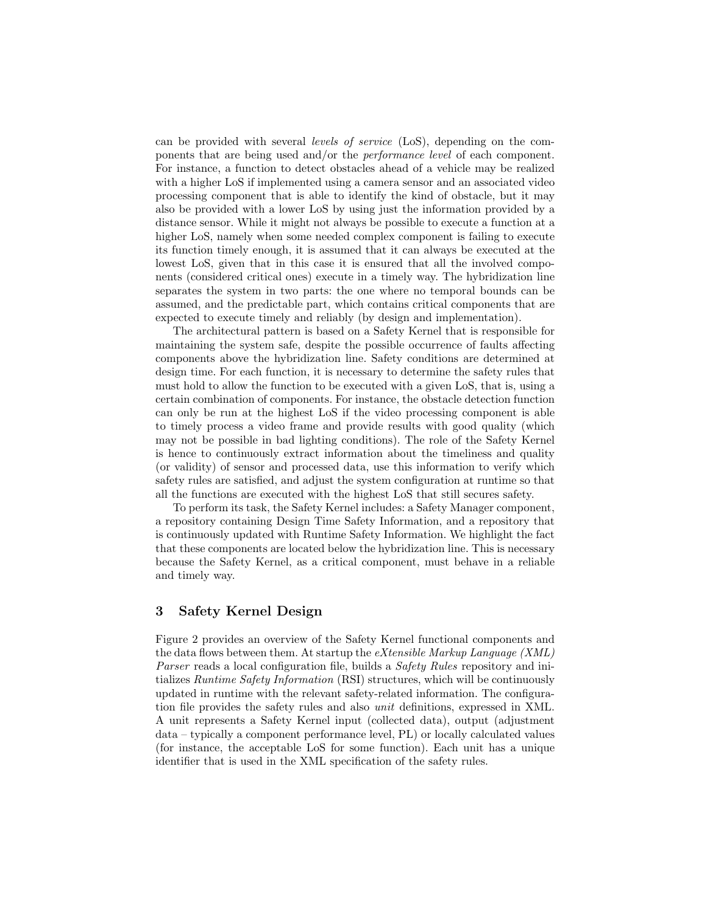can be provided with several *levels of service* (LoS), depending on the components that are being used and/or the *performance level* of each component. For instance, a function to detect obstacles ahead of a vehicle may be realized with a higher LoS if implemented using a camera sensor and an associated video processing component that is able to identify the kind of obstacle, but it may also be provided with a lower LoS by using just the information provided by a distance sensor. While it might not always be possible to execute a function at a higher LoS, namely when some needed complex component is failing to execute its function timely enough, it is assumed that it can always be executed at the lowest LoS, given that in this case it is ensured that all the involved components (considered critical ones) execute in a timely way. The hybridization line separates the system in two parts: the one where no temporal bounds can be assumed, and the predictable part, which contains critical components that are expected to execute timely and reliably (by design and implementation).

The architectural pattern is based on a Safety Kernel that is responsible for maintaining the system safe, despite the possible occurrence of faults affecting components above the hybridization line. Safety conditions are determined at design time. For each function, it is necessary to determine the safety rules that must hold to allow the function to be executed with a given LoS, that is, using a certain combination of components. For instance, the obstacle detection function can only be run at the highest LoS if the video processing component is able to timely process a video frame and provide results with good quality (which may not be possible in bad lighting conditions). The role of the Safety Kernel is hence to continuously extract information about the timeliness and quality (or validity) of sensor and processed data, use this information to verify which safety rules are satisfied, and adjust the system configuration at runtime so that all the functions are executed with the highest LoS that still secures safety.

To perform its task, the Safety Kernel includes: a Safety Manager component, a repository containing Design Time Safety Information, and a repository that is continuously updated with Runtime Safety Information. We highlight the fact that these components are located below the hybridization line. This is necessary because the Safety Kernel, as a critical component, must behave in a reliable and timely way.

## 3 Safety Kernel Design

Figure 2 provides an overview of the Safety Kernel functional components and the data flows between them. At startup the *eXtensible Markup Language (XML) Parser* reads a local configuration file, builds a *Safety Rules* repository and initializes *Runtime Safety Information* (RSI) structures, which will be continuously updated in runtime with the relevant safety-related information. The configuration file provides the safety rules and also *unit* definitions, expressed in XML. A unit represents a Safety Kernel input (collected data), output (adjustment data – typically a component performance level, PL) or locally calculated values (for instance, the acceptable LoS for some function). Each unit has a unique identifier that is used in the XML specification of the safety rules.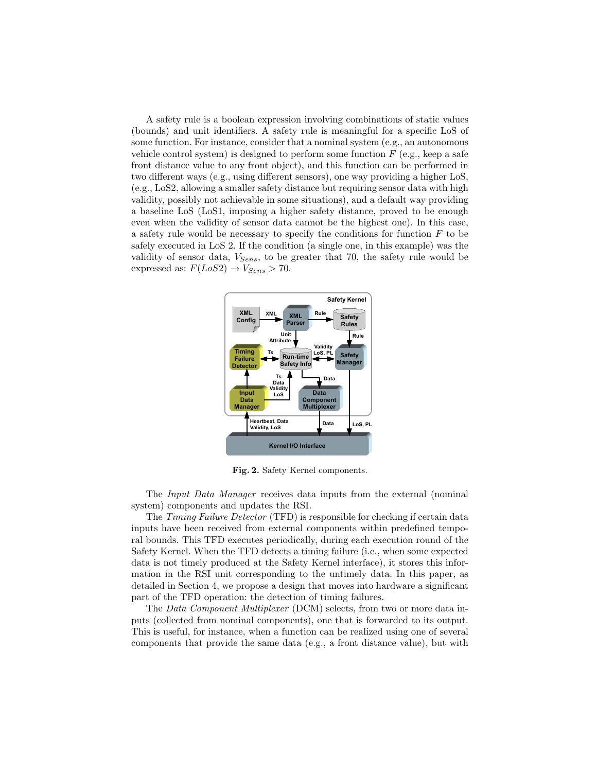A safety rule is a boolean expression involving combinations of static values (bounds) and unit identifiers. A safety rule is meaningful for a specific LoS of some function. For instance, consider that a nominal system (e.g., an autonomous vehicle control system) is designed to perform some function $F$ (e.g., keep a safe front distance value to any front object), and this function can be performed in two different ways (e.g., using different sensors), one way providing a higher LoS, (e.g., LoS2, allowing a smaller safety distance but requiring sensor data with high validity, possibly not achievable in some situations), and a default way providing a baseline LoS (LoS1, imposing a higher safety distance, proved to be enough even when the validity of sensor data cannot be the highest one). In this case, a safety rule would be necessary to specify the conditions for function $F$ to be safely executed in LoS 2. If the condition (a single one, in this example) was the validity of sensor data, $V_{Sens}$, to be greater that 70, the safety rule would be expressed as: $F(LoS2) \rightarrow V_{Sens} > 70$.

**Fig. 2.** Safety Kernel components.

The *Input Data Manager* receives data inputs from the external (nominal system) components and updates the RSI.

The *Timing Failure Detector* (TFD) is responsible for checking if certain data inputs have been received from external components within predefined temporal bounds. This TFD executes periodically, during each execution round of the Safety Kernel. When the TFD detects a timing failure (i.e., when some expected data is not timely produced at the Safety Kernel interface), it stores this information in the RSI unit corresponding to the untimely data. In this paper, as detailed in Section 4, we propose a design that moves into hardware a significant part of the TFD operation: the detection of timing failures.

The *Data Component Multiplexer* (DCM) selects, from two or more data inputs (collected from nominal components), one that is forwarded to its output. This is useful, for instance, when a function can be realized using one of several components that provide the same data (e.g., a front distance value), but with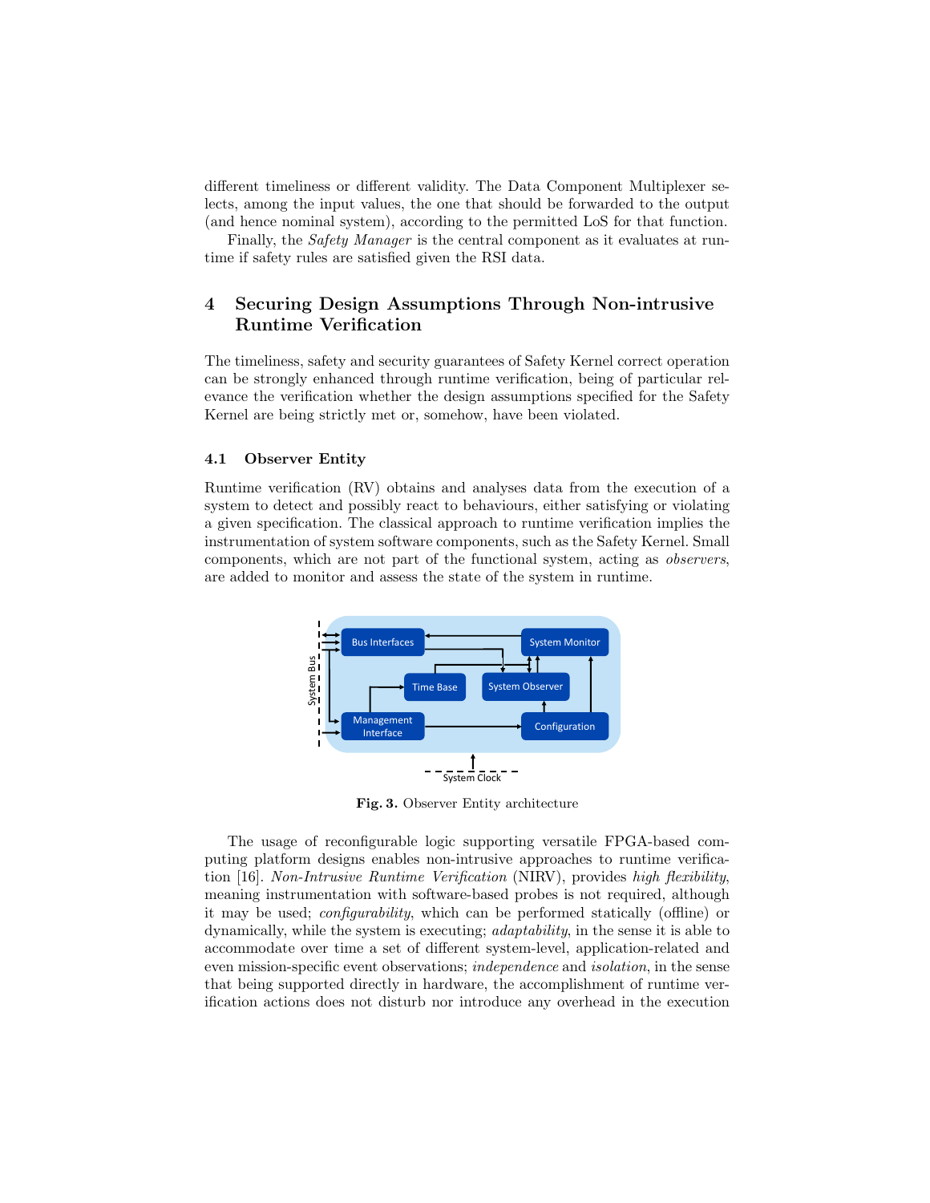different timeliness or different validity. The Data Component Multiplexer selects, among the input values, the one that should be forwarded to the output (and hence nominal system), according to the permitted LoS for that function.

Finally, the *Safety Manager* is the central component as it evaluates at runtime if safety rules are satisfied given the RSI data.

## 4 Securing Design Assumptions Through Non-intrusive Runtime Verification

The timeliness, safety and security guarantees of Safety Kernel correct operation can be strongly enhanced through runtime verification, being of particular relevance the verification whether the design assumptions specified for the Safety Kernel are being strictly met or, somehow, have been violated.

### 4.1 Observer Entity

Runtime verification (RV) obtains and analyses data from the execution of a system to detect and possibly react to behaviours, either satisfying or violating a given specification. The classical approach to runtime verification implies the instrumentation of system software components, such as the Safety Kernel. Small components, which are not part of the functional system, acting as *observers*, are added to monitor and assess the state of the system in runtime.

**Fig. 3.** Observer Entity architecture

The usage of reconfigurable logic supporting versatile FPGA-based computing platform designs enables non-intrusive approaches to runtime verification [16]. *Non-Intrusive Runtime Verification* (NIRV), provides *high flexibility*, meaning instrumentation with software-based probes is not required, although it may be used; *configurability*, which can be performed statically (offline) or dynamically, while the system is executing; *adaptability*, in the sense it is able to accommodate over time a set of different system-level, application-related and even mission-specific event observations; *independence* and *isolation*, in the sense that being supported directly in hardware, the accomplishment of runtime verification actions does not disturb nor introduce any overhead in the execution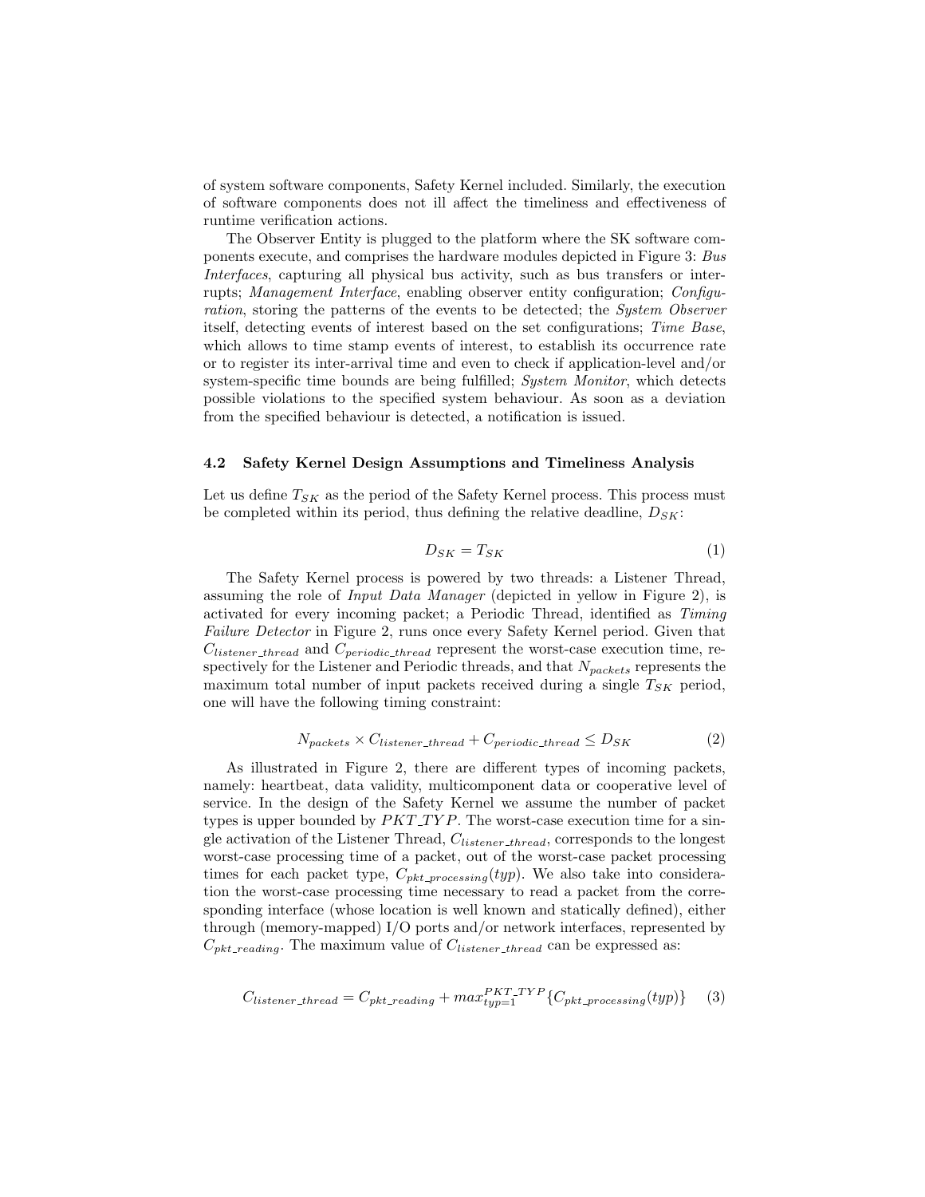of system software components, Safety Kernel included. Similarly, the execution of software components does not ill affect the timeliness and effectiveness of runtime verification actions.

The Observer Entity is plugged to the platform where the SK software components execute, and comprises the hardware modules depicted in Figure 3: *Bus Interfaces*, capturing all physical bus activity, such as bus transfers or interrupts; *Management Interface*, enabling observer entity configuration; *Configuration*, storing the patterns of the events to be detected; the *System Observer* itself, detecting events of interest based on the set configurations; *Time Base*, which allows to time stamp events of interest, to establish its occurrence rate or to register its inter-arrival time and even to check if application-level and/or system-specific time bounds are being fulfilled; *System Monitor*, which detects possible violations to the specified system behaviour. As soon as a deviation from the specified behaviour is detected, a notification is issued.

### 4.2 Safety Kernel Design Assumptions and Timeliness Analysis

Let us define $T_{SK}$ as the period of the Safety Kernel process. This process must be completed within its period, thus defining the relative deadline, $D_{SK}$:

$$D_{SK} = T_{SK} \tag{1}$$

The Safety Kernel process is powered by two threads: a Listener Thread, assuming the role of *Input Data Manager* (depicted in yellow in Figure 2), is activated for every incoming packet; a Periodic Thread, identified as *Timing Failure Detector* in Figure 2, runs once every Safety Kernel period. Given that $C_{listener\_thread}$ and $C_{periodic\_thread}$ represent the worst-case execution time, respectively for the Listener and Periodic threads, and that $N_{packets}$ represents the maximum total number of input packets received during a single $T_{SK}$ period, one will have the following timing constraint:

$$N_{packets} \times C_{listener\_thread} + C_{periodic\_thread} \leq D_{SK} \tag{2}$$

As illustrated in Figure 2, there are different types of incoming packets, namely: heartbeat, data validity, multicomponent data or cooperative level of service. In the design of the Safety Kernel we assume the number of packet types is upper bounded by $PKT\_TYP$. The worst-case execution time for a single activation of the Listener Thread, $C_{listener\_thread}$, corresponds to the longest worst-case processing time of a packet, out of the worst-case packet processing times for each packet type, $C_{pkt\_processing}(typ)$. We also take into consideration the worst-case processing time necessary to read a packet from the corresponding interface (whose location is well known and statically defined), either through (memory-mapped) I/O ports and/or network interfaces, represented by $C_{pkt\_reading}$. The maximum value of $C_{listener\_thread}$ can be expressed as:

$$C_{listener\_thread} = C_{pkt\_reading} + max_{typ=1}^{PKT\_TYP}\{C_{pkt\_processing}(typ)\} \tag{3}$$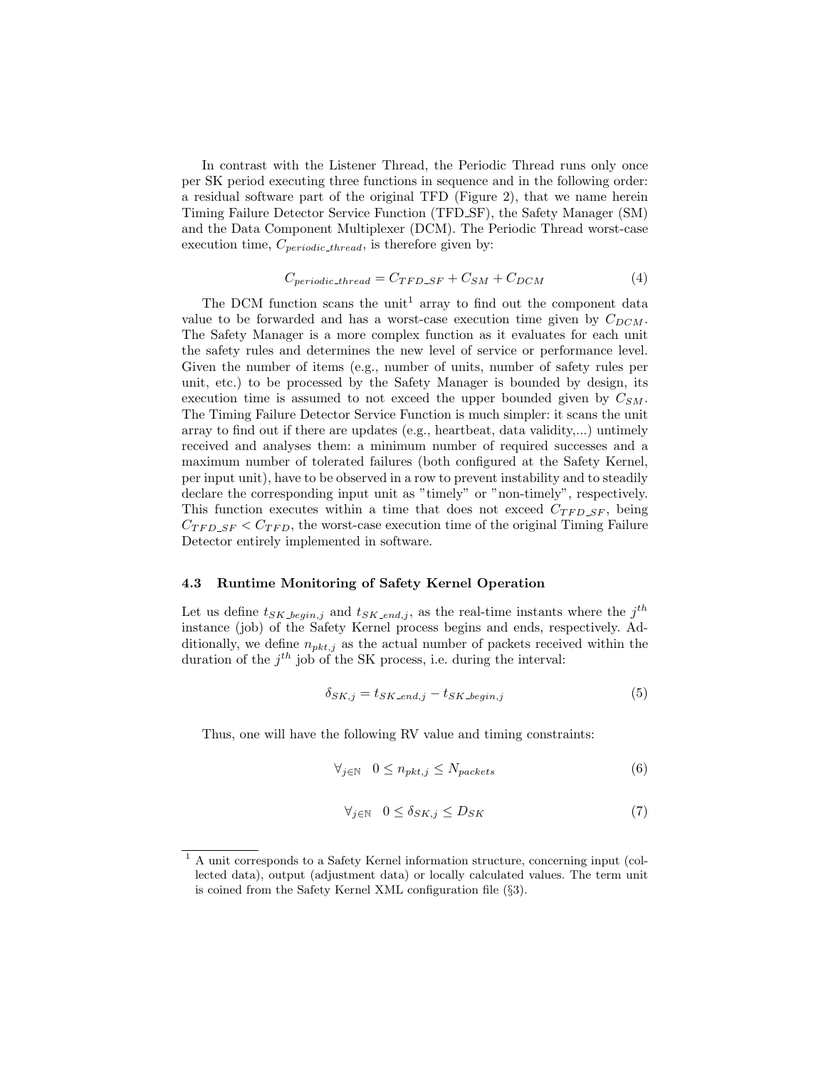In contrast with the Listener Thread, the Periodic Thread runs only once per SK period executing three functions in sequence and in the following order: a residual software part of the original TFD (Figure 2), that we name herein Timing Failure Detector Service Function (TFD_SF), the Safety Manager (SM) and the Data Component Multiplexer (DCM). The Periodic Thread worst-case execution time, $C_{periodic\_thread}$, is therefore given by:

$$C_{periodic\_thread} = C_{TFD\_SF} + C_{SM} + C_{DCM} \tag{4}$$

The DCM function scans the unit[1] array to find out the component data value to be forwarded and has a worst-case execution time given by $C_{DCM}$. The Safety Manager is a more complex function as it evaluates for each unit the safety rules and determines the new level of service or performance level. Given the number of items (e.g., number of units, number of safety rules per unit, etc.) to be processed by the Safety Manager is bounded by design, its execution time is assumed to not exceed the upper bounded given by $C_{SM}$. The Timing Failure Detector Service Function is much simpler: it scans the unit array to find out if there are updates (e.g., heartbeat, data validity,...) untimely received and analyses them: a minimum number of required successes and a maximum number of tolerated failures (both configured at the Safety Kernel, per input unit), have to be observed in a row to prevent instability and to steadily declare the corresponding input unit as "timely" or "non-timely", respectively. This function executes within a time that does not exceed $C_{TFD\_SF}$, being $C_{TFD\_SF} < C_{TFD}$, the worst-case execution time of the original Timing Failure Detector entirely implemented in software.

### 4.3 Runtime Monitoring of Safety Kernel Operation

Let us define $t_{SK\_begin,j}$ and $t_{SK\_end,j}$, as the real-time instants where the $j^{th}$ instance (job) of the Safety Kernel process begins and ends, respectively. Additionally, we define $n_{pkt,j}$ as the actual number of packets received within the duration of the $j^{th}$ job of the SK process, i.e. during the interval:

$$\delta_{SK,j} = t_{SK\_end,j} - t_{SK\_begin,j} \tag{5}$$

Thus, one will have the following RV value and timing constraints:

$$\forall_{j \in \mathbb{N}} \quad 0 \leq n_{pkt,j} \leq N_{packets} \tag{6}$$

$$\forall_{j \in \mathbb{N}} \quad 0 \leq \delta_{SK,j} \leq D_{SK} \tag{7}$$

[1] A unit corresponds to a Safety Kernel information structure, concerning input (collected data), output (adjustment data) or locally calculated values. The term unit is coined from the Safety Kernel XML configuration file (§3).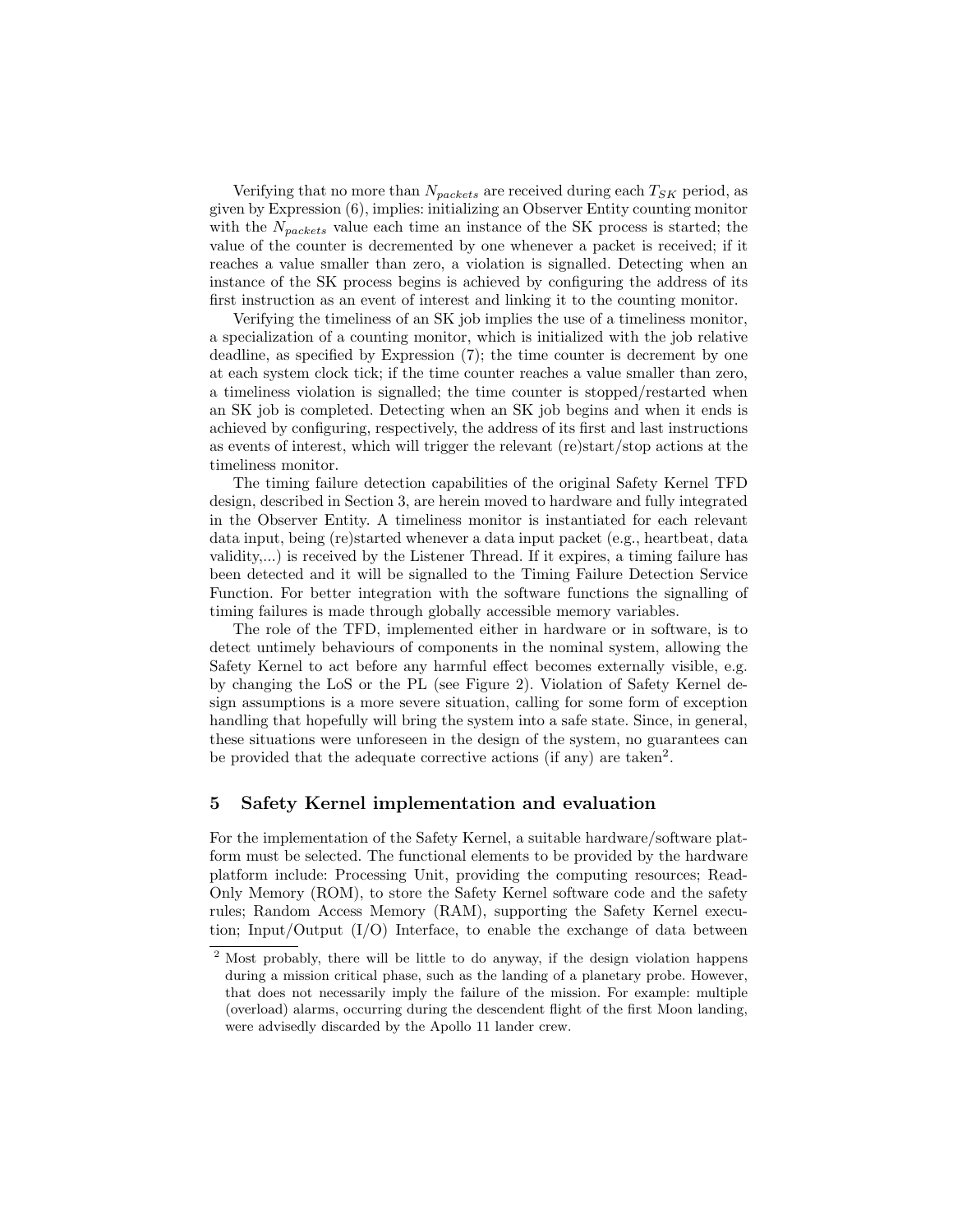Verifying that no more than $N_{packets}$ are received during each $T_{SK}$ period, as given by Expression (6), implies: initializing an Observer Entity counting monitor with the $N_{packets}$ value each time an instance of the SK process is started; the value of the counter is decremented by one whenever a packet is received; if it reaches a value smaller than zero, a violation is signalled. Detecting when an instance of the SK process begins is achieved by configuring the address of its first instruction as an event of interest and linking it to the counting monitor.

Verifying the timeliness of an SK job implies the use of a timeliness monitor, a specialization of a counting monitor, which is initialized with the job relative deadline, as specified by Expression (7); the time counter is decrement by one at each system clock tick; if the time counter reaches a value smaller than zero, a timeliness violation is signalled; the time counter is stopped/restarted when an SK job is completed. Detecting when an SK job begins and when it ends is achieved by configuring, respectively, the address of its first and last instructions as events of interest, which will trigger the relevant (re)start/stop actions at the timeliness monitor.

The timing failure detection capabilities of the original Safety Kernel TFD design, described in Section 3, are herein moved to hardware and fully integrated in the Observer Entity. A timeliness monitor is instantiated for each relevant data input, being (re)started whenever a data input packet (e.g., heartbeat, data validity,...) is received by the Listener Thread. If it expires, a timing failure has been detected and it will be signalled to the Timing Failure Detection Service Function. For better integration with the software functions the signalling of timing failures is made through globally accessible memory variables.

The role of the TFD, implemented either in hardware or in software, is to detect untimely behaviours of components in the nominal system, allowing the Safety Kernel to act before any harmful effect becomes externally visible, e.g. by changing the LoS or the PL (see Figure 2). Violation of Safety Kernel design assumptions is a more severe situation, calling for some form of exception handling that hopefully will bring the system into a safe state. Since, in general, these situations were unforeseen in the design of the system, no guarantees can be provided that the adequate corrective actions (if any) are taken[2].

## 5 Safety Kernel implementation and evaluation

For the implementation of the Safety Kernel, a suitable hardware/software platform must be selected. The functional elements to be provided by the hardware platform include: Processing Unit, providing the computing resources; Read-Only Memory (ROM), to store the Safety Kernel software code and the safety rules; Random Access Memory (RAM), supporting the Safety Kernel execution; Input/Output (I/O) Interface, to enable the exchange of data between

[2] Most probably, there will be little to do anyway, if the design violation happens during a mission critical phase, such as the landing of a planetary probe. However, that does not necessarily imply the failure of the mission. For example: multiple (overload) alarms, occurring during the descendent flight of the first Moon landing, were advisedly discarded by the Apollo 11 lander crew.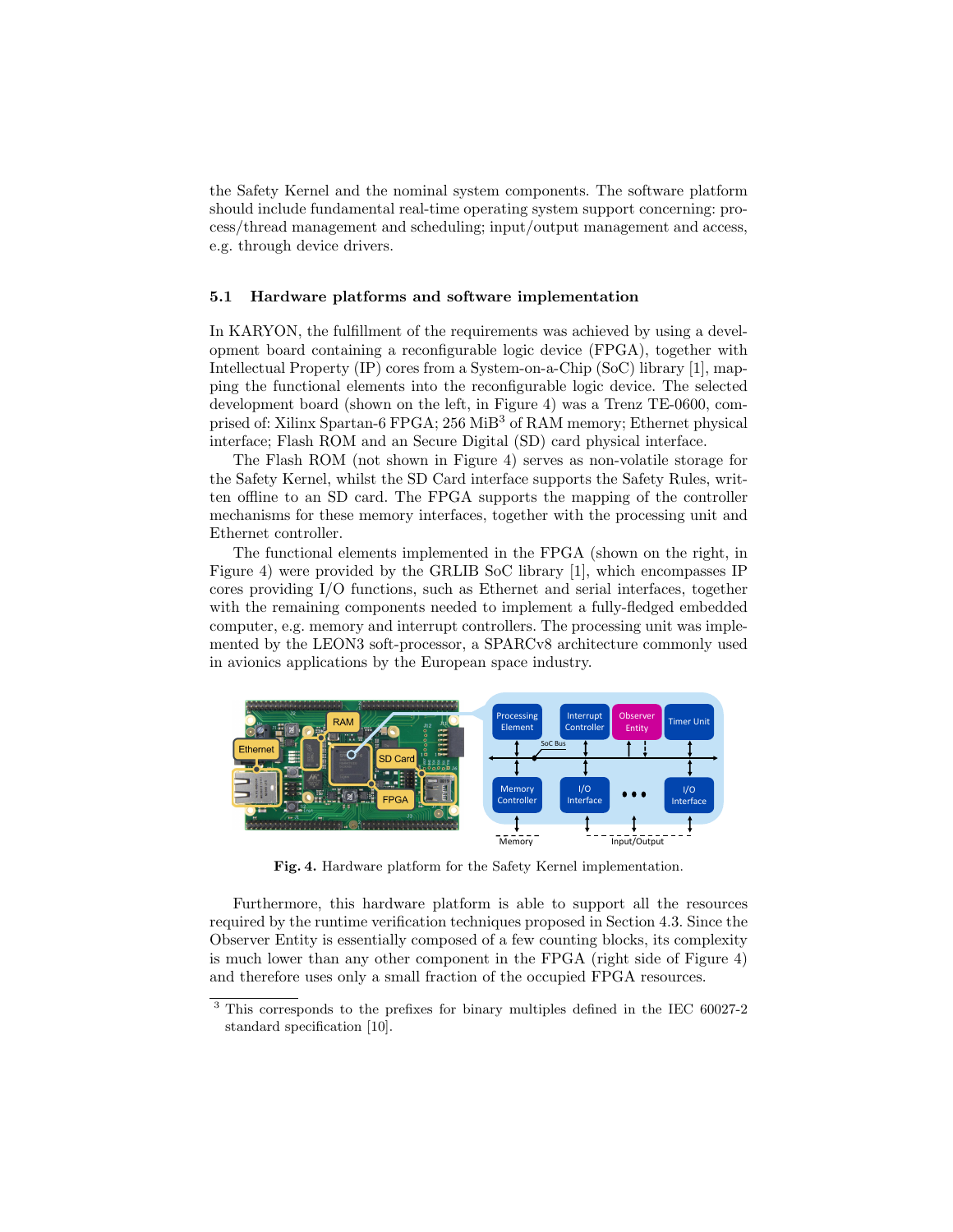the Safety Kernel and the nominal system components. The software platform should include fundamental real-time operating system support concerning: process/thread management and scheduling; input/output management and access, e.g. through device drivers.

### 5.1 Hardware platforms and software implementation

In KARYON, the fulfillment of the requirements was achieved by using a development board containing a reconfigurable logic device (FPGA), together with Intellectual Property (IP) cores from a System-on-a-Chip (SoC) library [1], mapping the functional elements into the reconfigurable logic device. The selected development board (shown on the left, in Figure 4) was a Trenz TE-0600, comprised of: Xilinx Spartan-6 FPGA; 256 MiB[3] of RAM memory; Ethernet physical interface; Flash ROM and an Secure Digital (SD) card physical interface.

The Flash ROM (not shown in Figure 4) serves as non-volatile storage for the Safety Kernel, whilst the SD Card interface supports the Safety Rules, written offline to an SD card. The FPGA supports the mapping of the controller mechanisms for these memory interfaces, together with the processing unit and Ethernet controller.

The functional elements implemented in the FPGA (shown on the right, in Figure 4) were provided by the GRLIB SoC library [1], which encompasses IP cores providing I/O functions, such as Ethernet and serial interfaces, together with the remaining components needed to implement a fully-fledged embedded computer, e.g. memory and interrupt controllers. The processing unit was implemented by the LEON3 soft-processor, a SPARCv8 architecture commonly used in avionics applications by the European space industry.

**Fig. 4.** Hardware platform for the Safety Kernel implementation.

Furthermore, this hardware platform is able to support all the resources required by the runtime verification techniques proposed in Section 4.3. Since the Observer Entity is essentially composed of a few counting blocks, its complexity is much lower than any other component in the FPGA (right side of Figure 4) and therefore uses only a small fraction of the occupied FPGA resources.

[3] This corresponds to the prefixes for binary multiples defined in the IEC 60027-2 standard specification [10].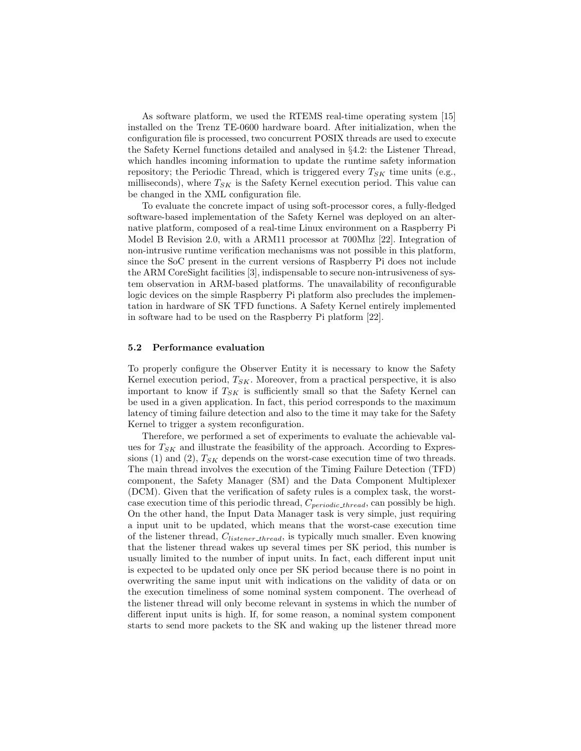As software platform, we used the RTEMS real-time operating system [15] installed on the Trenz TE-0600 hardware board. After initialization, when the configuration file is processed, two concurrent POSIX threads are used to execute the Safety Kernel functions detailed and analysed in §4.2: the Listener Thread, which handles incoming information to update the runtime safety information repository; the Periodic Thread, which is triggered every $T_{SK}$ time units (e.g., milliseconds), where $T_{SK}$ is the Safety Kernel execution period. This value can be changed in the XML configuration file.

To evaluate the concrete impact of using soft-processor cores, a fully-fledged software-based implementation of the Safety Kernel was deployed on an alternative platform, composed of a real-time Linux environment on a Raspberry Pi Model B Revision 2.0, with a ARM11 processor at 700Mhz [22]. Integration of non-intrusive runtime verification mechanisms was not possible in this platform, since the SoC present in the current versions of Raspberry Pi does not include the ARM CoreSight facilities [3], indispensable to secure non-intrusiveness of system observation in ARM-based platforms. The unavailability of reconfigurable logic devices on the simple Raspberry Pi platform also precludes the implementation in hardware of SK TFD functions. A Safety Kernel entirely implemented in software had to be used on the Raspberry Pi platform [22].

### 5.2 Performance evaluation

To properly configure the Observer Entity it is necessary to know the Safety Kernel execution period, $T_{SK}$. Moreover, from a practical perspective, it is also important to know if $T_{SK}$ is sufficiently small so that the Safety Kernel can be used in a given application. In fact, this period corresponds to the maximum latency of timing failure detection and also to the time it may take for the Safety Kernel to trigger a system reconfiguration.

Therefore, we performed a set of experiments to evaluate the achievable values for $T_{SK}$ and illustrate the feasibility of the approach. According to Expressions (1) and (2), $T_{SK}$ depends on the worst-case execution time of two threads. The main thread involves the execution of the Timing Failure Detection (TFD) component, the Safety Manager (SM) and the Data Component Multiplexer (DCM). Given that the verification of safety rules is a complex task, the worst-case execution time of this periodic thread, $C_{periodic\_thread}$, can possibly be high. On the other hand, the Input Data Manager task is very simple, just requiring a input unit to be updated, which means that the worst-case execution time of the listener thread, $C_{listener\_thread}$, is typically much smaller. Even knowing that the listener thread wakes up several times per SK period, this number is usually limited to the number of input units. In fact, each different input unit is expected to be updated only once per SK period because there is no point in overwriting the same input unit with indications on the validity of data or on the execution timeliness of some nominal system component. The overhead of the listener thread will only become relevant in systems in which the number of different input units is high. If, for some reason, a nominal system component starts to send more packets to the SK and waking up the listener thread more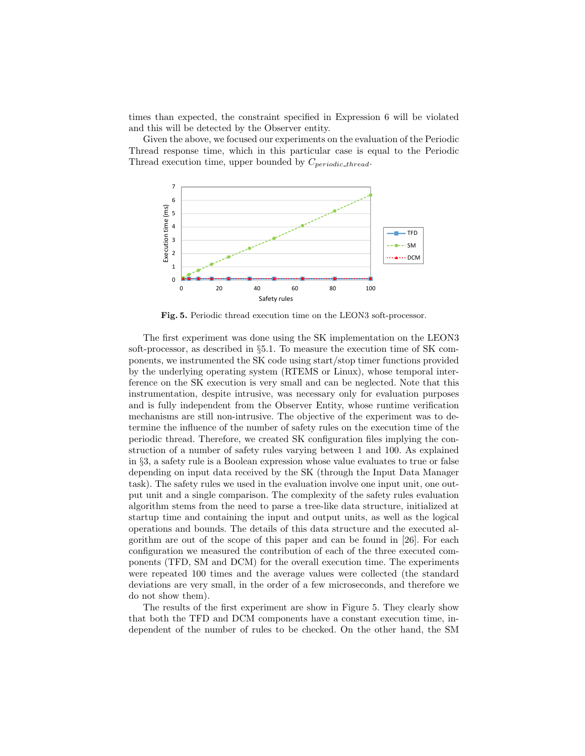times than expected, the constraint specified in Expression 6 will be violated and this will be detected by the Observer entity.

Given the above, we focused our experiments on the evaluation of the Periodic Thread response time, which in this particular case is equal to the Periodic Thread execution time, upper bounded by $C_{periodic\_thread}$.

Execution time (ms)
7
6
5
4
3
2
1
0
0
20
40
60
80
100
Safety rules
TFD
SM
DCM

**Fig. 5.** Periodic thread execution time on the LEON3 soft-processor.

The first experiment was done using the SK implementation on the LEON3 soft-processor, as described in §5.1. To measure the execution time of SK components, we instrumented the SK code using start/stop timer functions provided by the underlying operating system (RTEMS or Linux), whose temporal interference on the SK execution is very small and can be neglected. Note that this instrumentation, despite intrusive, was necessary only for evaluation purposes and is fully independent from the Observer Entity, whose runtime verification mechanisms are still non-intrusive. The objective of the experiment was to determine the influence of the number of safety rules on the execution time of the periodic thread. Therefore, we created SK configuration files implying the construction of a number of safety rules varying between 1 and 100. As explained in §3, a safety rule is a Boolean expression whose value evaluates to true or false depending on input data received by the SK (through the Input Data Manager task). The safety rules we used in the evaluation involve one input unit, one output unit and a single comparison. The complexity of the safety rules evaluation algorithm stems from the need to parse a tree-like data structure, initialized at startup time and containing the input and output units, as well as the logical operations and bounds. The details of this data structure and the executed algorithm are out of the scope of this paper and can be found in [26]. For each configuration we measured the contribution of each of the three executed components (TFD, SM and DCM) for the overall execution time. The experiments were repeated 100 times and the average values were collected (the standard deviations are very small, in the order of a few microseconds, and therefore we do not show them).

The results of the first experiment are show in Figure 5. They clearly show that both the TFD and DCM components have a constant execution time, independent of the number of rules to be checked. On the other hand, the SM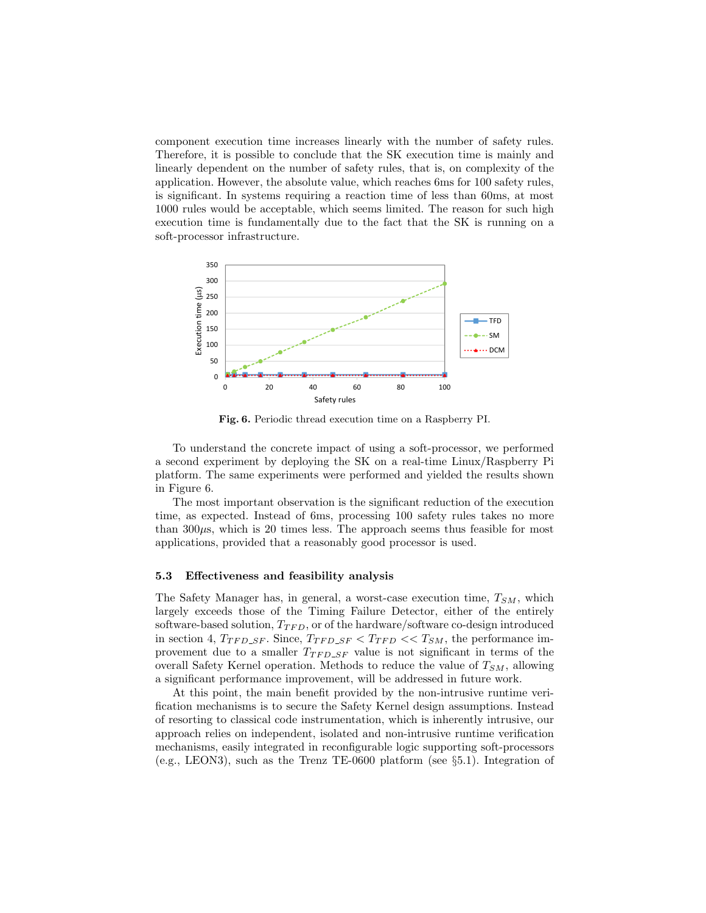component execution time increases linearly with the number of safety rules. Therefore, it is possible to conclude that the SK execution time is mainly and linearly dependent on the number of safety rules, that is, on complexity of the application. However, the absolute value, which reaches 6ms for 100 safety rules, is significant. In systems requiring a reaction time of less than 60ms, at most 1000 rules would be acceptable, which seems limited. The reason for such high execution time is fundamentally due to the fact that the SK is running on a soft-processor infrastructure.

**Fig. 6.** Periodic thread execution time on a Raspberry PI.

To understand the concrete impact of using a soft-processor, we performed a second experiment by deploying the SK on a real-time Linux/Raspberry Pi platform. The same experiments were performed and yielded the results shown in Figure 6.

The most important observation is the significant reduction of the execution time, as expected. Instead of 6ms, processing 100 safety rules takes no more than 300$\mu$s, which is 20 times less. The approach seems thus feasible for most applications, provided that a reasonably good processor is used.

### 5.3 Effectiveness and feasibility analysis

The Safety Manager has, in general, a worst-case execution time, $T_{SM}$, which largely exceeds those of the Timing Failure Detector, either of the entirely software-based solution, $T_{TFD}$, or of the hardware/software co-design introduced in section 4, $T_{TFD\_SF}$. Since, $T_{TFD\_SF} < T_{TFD} << T_{SM}$, the performance improvement due to a smaller $T_{TFD\_SF}$ value is not significant in terms of the overall Safety Kernel operation. Methods to reduce the value of $T_{SM}$, allowing a significant performance improvement, will be addressed in future work.

At this point, the main benefit provided by the non-intrusive runtime verification mechanisms is to secure the Safety Kernel design assumptions. Instead of resorting to classical code instrumentation, which is inherently intrusive, our approach relies on independent, isolated and non-intrusive runtime verification mechanisms, easily integrated in reconfigurable logic supporting soft-processors (e.g., LEON3), such as the Trenz TE-0600 platform (see §5.1). Integration of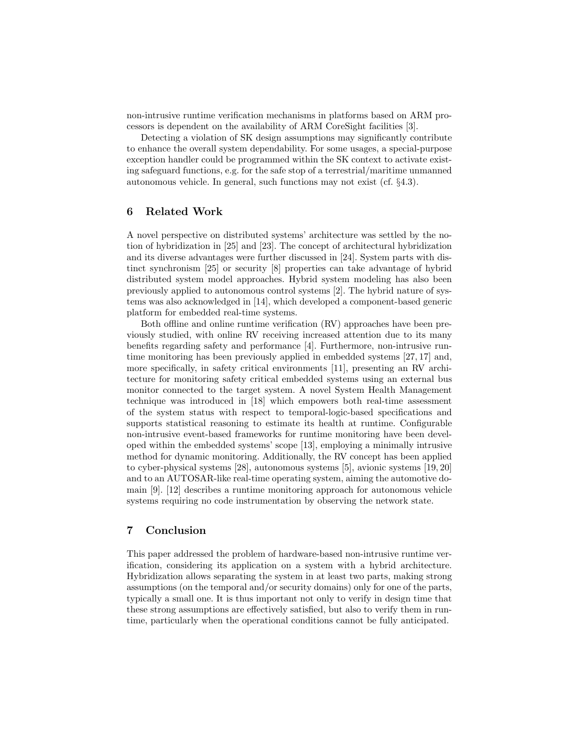non-intrusive runtime verification mechanisms in platforms based on ARM processors is dependent on the availability of ARM CoreSight facilities [3].

Detecting a violation of SK design assumptions may significantly contribute to enhance the overall system dependability. For some usages, a special-purpose exception handler could be programmed within the SK context to activate existing safeguard functions, e.g. for the safe stop of a terrestrial/maritime unmanned autonomous vehicle. In general, such functions may not exist (cf. §4.3).

## 6 Related Work

A novel perspective on distributed systems' architecture was settled by the notion of hybridization in [25] and [23]. The concept of architectural hybridization and its diverse advantages were further discussed in [24]. System parts with distinct synchronism [25] or security [8] properties can take advantage of hybrid distributed system model approaches. Hybrid system modeling has also been previously applied to autonomous control systems [2]. The hybrid nature of systems was also acknowledged in [14], which developed a component-based generic platform for embedded real-time systems.

Both offline and online runtime verification (RV) approaches have been previously studied, with online RV receiving increased attention due to its many benefits regarding safety and performance [4]. Furthermore, non-intrusive runtime monitoring has been previously applied in embedded systems [27, 17] and, more specifically, in safety critical environments [11], presenting an RV architecture for monitoring safety critical embedded systems using an external bus monitor connected to the target system. A novel System Health Management technique was introduced in [18] which empowers both real-time assessment of the system status with respect to temporal-logic-based specifications and supports statistical reasoning to estimate its health at runtime. Configurable non-intrusive event-based frameworks for runtime monitoring have been developed within the embedded systems' scope [13], employing a minimally intrusive method for dynamic monitoring. Additionally, the RV concept has been applied to cyber-physical systems [28], autonomous systems [5], avionic systems [19, 20] and to an AUTOSAR-like real-time operating system, aiming the automotive domain [9]. [12] describes a runtime monitoring approach for autonomous vehicle systems requiring no code instrumentation by observing the network state.

## 7 Conclusion

This paper addressed the problem of hardware-based non-intrusive runtime verification, considering its application on a system with a hybrid architecture. Hybridization allows separating the system in at least two parts, making strong assumptions (on the temporal and/or security domains) only for one of the parts, typically a small one. It is thus important not only to verify in design time that these strong assumptions are effectively satisfied, but also to verify them in runtime, particularly when the operational conditions cannot be fully anticipated.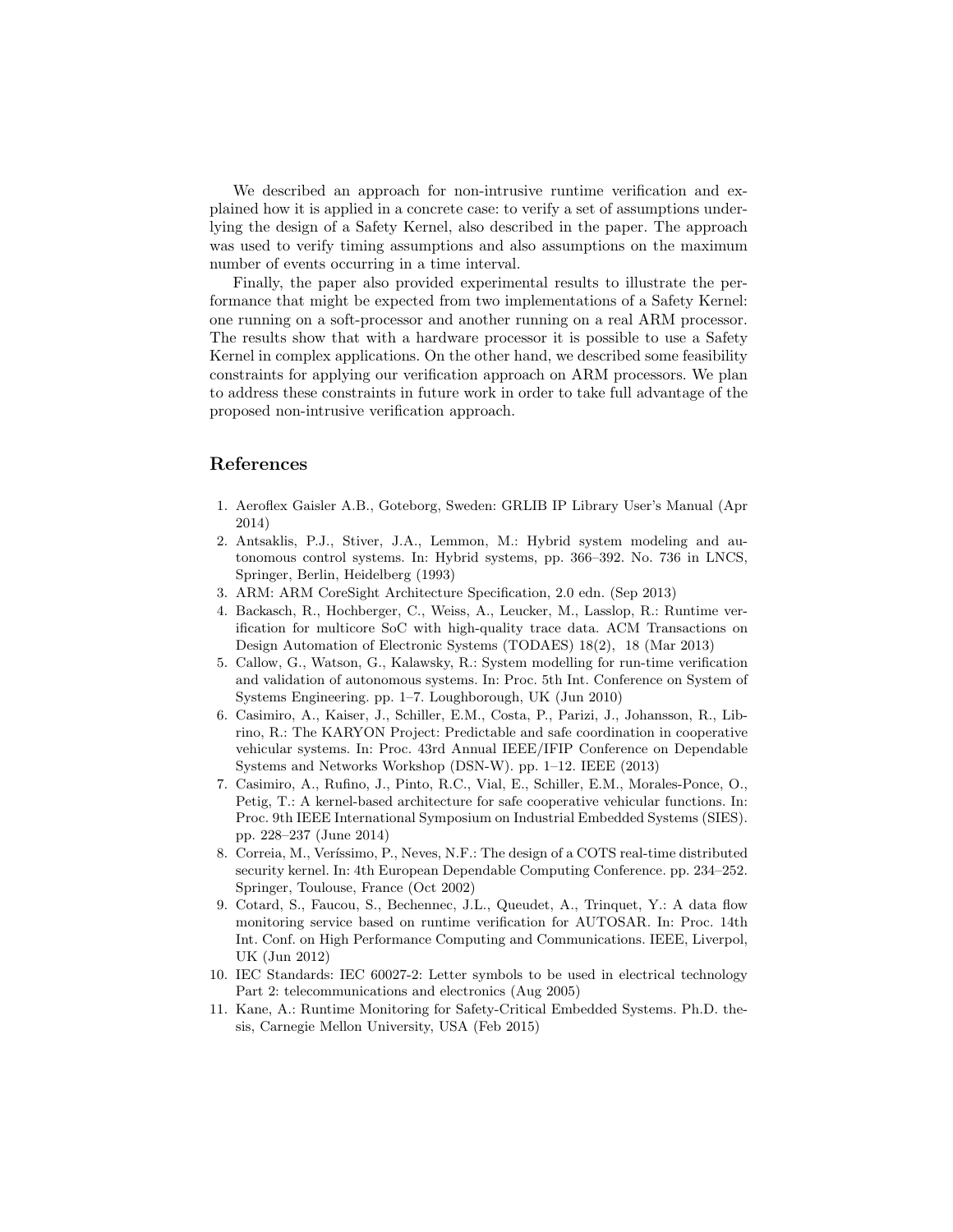We described an approach for non-intrusive runtime verification and explained how it is applied in a concrete case: to verify a set of assumptions underlying the design of a Safety Kernel, also described in the paper. The approach was used to verify timing assumptions and also assumptions on the maximum number of events occurring in a time interval.

Finally, the paper also provided experimental results to illustrate the performance that might be expected from two implementations of a Safety Kernel: one running on a soft-processor and another running on a real ARM processor. The results show that with a hardware processor it is possible to use a Safety Kernel in complex applications. On the other hand, we described some feasibility constraints for applying our verification approach on ARM processors. We plan to address these constraints in future work in order to take full advantage of the proposed non-intrusive verification approach.

## References

1. Aeroflex Gaisler A.B., Goteborg, Sweden: GRLIB IP Library User's Manual (Apr 2014)
2. Antsaklis, P.J., Stiver, J.A., Lemmon, M.: Hybrid system modeling and autonomous control systems. In: Hybrid systems, pp. 366–392. No. 736 in LNCS, Springer, Berlin, Heidelberg (1993)
3. ARM: ARM CoreSight Architecture Specification, 2.0 edn. (Sep 2013)
4. Backasch, R., Hochberger, C., Weiss, A., Leucker, M., Lasslop, R.: Runtime verification for multicore SoC with high-quality trace data. ACM Transactions on Design Automation of Electronic Systems (TODAES) 18(2), 18 (Mar 2013)
5. Callow, G., Watson, G., Kalawsky, R.: System modelling for run-time verification and validation of autonomous systems. In: Proc. 5th Int. Conference on System of Systems Engineering. pp. 1–7. Loughborough, UK (Jun 2010)
6. Casimiro, A., Kaiser, J., Schiller, E.M., Costa, P., Parizi, J., Johansson, R., Librino, R.: The KARYON Project: Predictable and safe coordination in cooperative vehicular systems. In: Proc. 43rd Annual IEEE/IFIP Conference on Dependable Systems and Networks Workshop (DSN-W). pp. 1–12. IEEE (2013)
7. Casimiro, A., Rufino, J., Pinto, R.C., Vial, E., Schiller, E.M., Morales-Ponce, O., Petig, T.: A kernel-based architecture for safe cooperative vehicular functions. In: Proc. 9th IEEE International Symposium on Industrial Embedded Systems (SIES). pp. 228–237 (June 2014)
8. Correia, M., Veríssimo, P., Neves, N.F.: The design of a COTS real-time distributed security kernel. In: 4th European Dependable Computing Conference. pp. 234–252. Springer, Toulouse, France (Oct 2002)
9. Cotard, S., Faucou, S., Bechennec, J.L., Queudet, A., Trinquet, Y.: A data flow monitoring service based on runtime verification for AUTOSAR. In: Proc. 14th Int. Conf. on High Performance Computing and Communications. IEEE, Liverpol, UK (Jun 2012)
10. IEC Standards: IEC 60027-2: Letter symbols to be used in electrical technology Part 2: telecommunications and electronics (Aug 2005)
11. Kane, A.: Runtime Monitoring for Safety-Critical Embedded Systems. Ph.D. thesis, Carnegie Mellon University, USA (Feb 2015)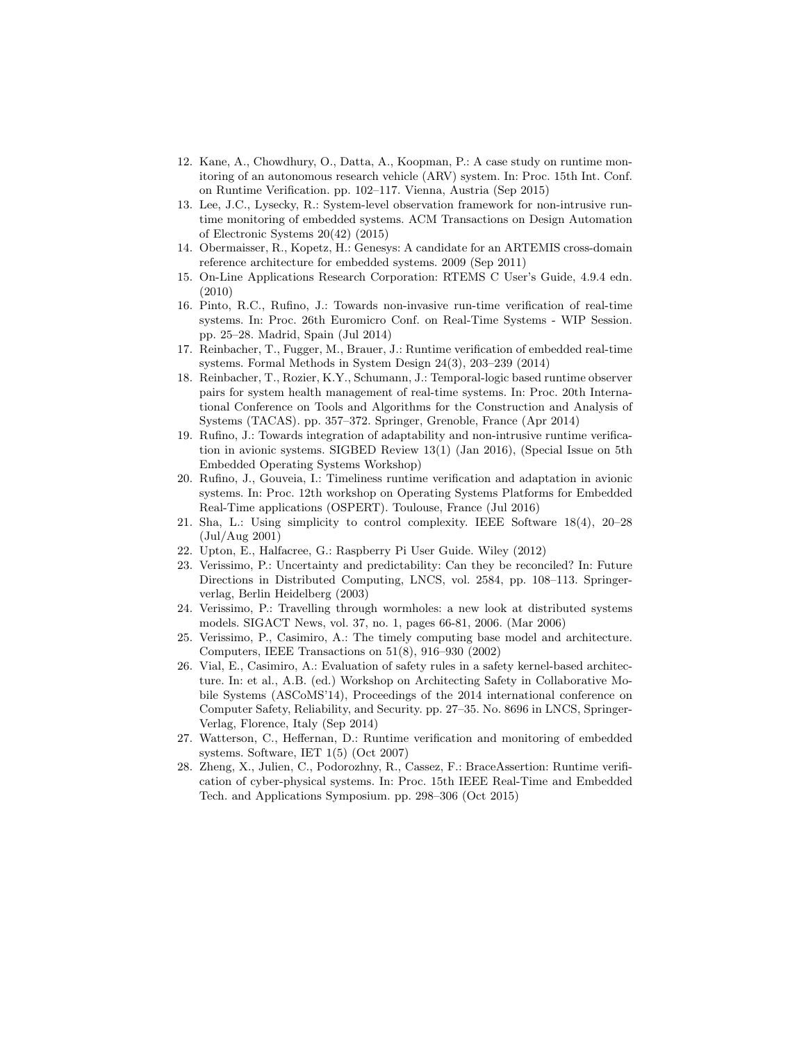12. Kane, A., Chowdhury, O., Datta, A., Koopman, P.: A case study on runtime monitoring of an autonomous research vehicle (ARV) system. In: Proc. 15th Int. Conf. on Runtime Verification. pp. 102–117. Vienna, Austria (Sep 2015)
13. Lee, J.C., Lysecky, R.: System-level observation framework for non-intrusive runtime monitoring of embedded systems. ACM Transactions on Design Automation of Electronic Systems 20(42) (2015)
14. Obermaisser, R., Kopetz, H.: Genesys: A candidate for an ARTEMIS cross-domain reference architecture for embedded systems. 2009 (Sep 2011)
15. On-Line Applications Research Corporation: RTEMS C User's Guide, 4.9.4 edn. (2010)
16. Pinto, R.C., Rufino, J.: Towards non-invasive run-time verification of real-time systems. In: Proc. 26th Euromicro Conf. on Real-Time Systems - WIP Session. pp. 25–28. Madrid, Spain (Jul 2014)
17. Reinbacher, T., Fugger, M., Brauer, J.: Runtime verification of embedded real-time systems. Formal Methods in System Design 24(3), 203–239 (2014)
18. Reinbacher, T., Rozier, K.Y., Schumann, J.: Temporal-logic based runtime observer pairs for system health management of real-time systems. In: Proc. 20th International Conference on Tools and Algorithms for the Construction and Analysis of Systems (TACAS). pp. 357–372. Springer, Grenoble, France (Apr 2014)
19. Rufino, J.: Towards integration of adaptability and non-intrusive runtime verification in avionic systems. SIGBED Review 13(1) (Jan 2016), (Special Issue on 5th Embedded Operating Systems Workshop)
20. Rufino, J., Gouveia, I.: Timeliness runtime verification and adaptation in avionic systems. In: Proc. 12th workshop on Operating Systems Platforms for Embedded Real-Time applications (OSPERT). Toulouse, France (Jul 2016)
21. Sha, L.: Using simplicity to control complexity. IEEE Software 18(4), 20–28 (Jul/Aug 2001)
22. Upton, E., Halfacree, G.: Raspberry Pi User Guide. Wiley (2012)
23. Verissimo, P.: Uncertainty and predictability: Can they be reconciled? In: Future Directions in Distributed Computing, LNCS, vol. 2584, pp. 108–113. Springer-verlag, Berlin Heidelberg (2003)
24. Verissimo, P.: Travelling through wormholes: a new look at distributed systems models. SIGACT News, vol. 37, no. 1, pages 66-81, 2006. (Mar 2006)
25. Verissimo, P., Casimiro, A.: The timely computing base model and architecture. Computers, IEEE Transactions on 51(8), 916–930 (2002)
26. Vial, E., Casimiro, A.: Evaluation of safety rules in a safety kernel-based architecture. In: et al., A.B. (ed.) Workshop on Architecting Safety in Collaborative Mobile Systems (ASCoMS'14), Proceedings of the 2014 international conference on Computer Safety, Reliability, and Security. pp. 27–35. No. 8696 in LNCS, Springer-Verlag, Florence, Italy (Sep 2014)
27. Watterson, C., Heffernan, D.: Runtime verification and monitoring of embedded systems. Software, IET 1(5) (Oct 2007)
28. Zheng, X., Julien, C., Podorozhny, R., Cassez, F.: BraceAssertion: Runtime verification of cyber-physical systems. In: Proc. 15th IEEE Real-Time and Embedded Tech. and Applications Symposium. pp. 298–306 (Oct 2015)